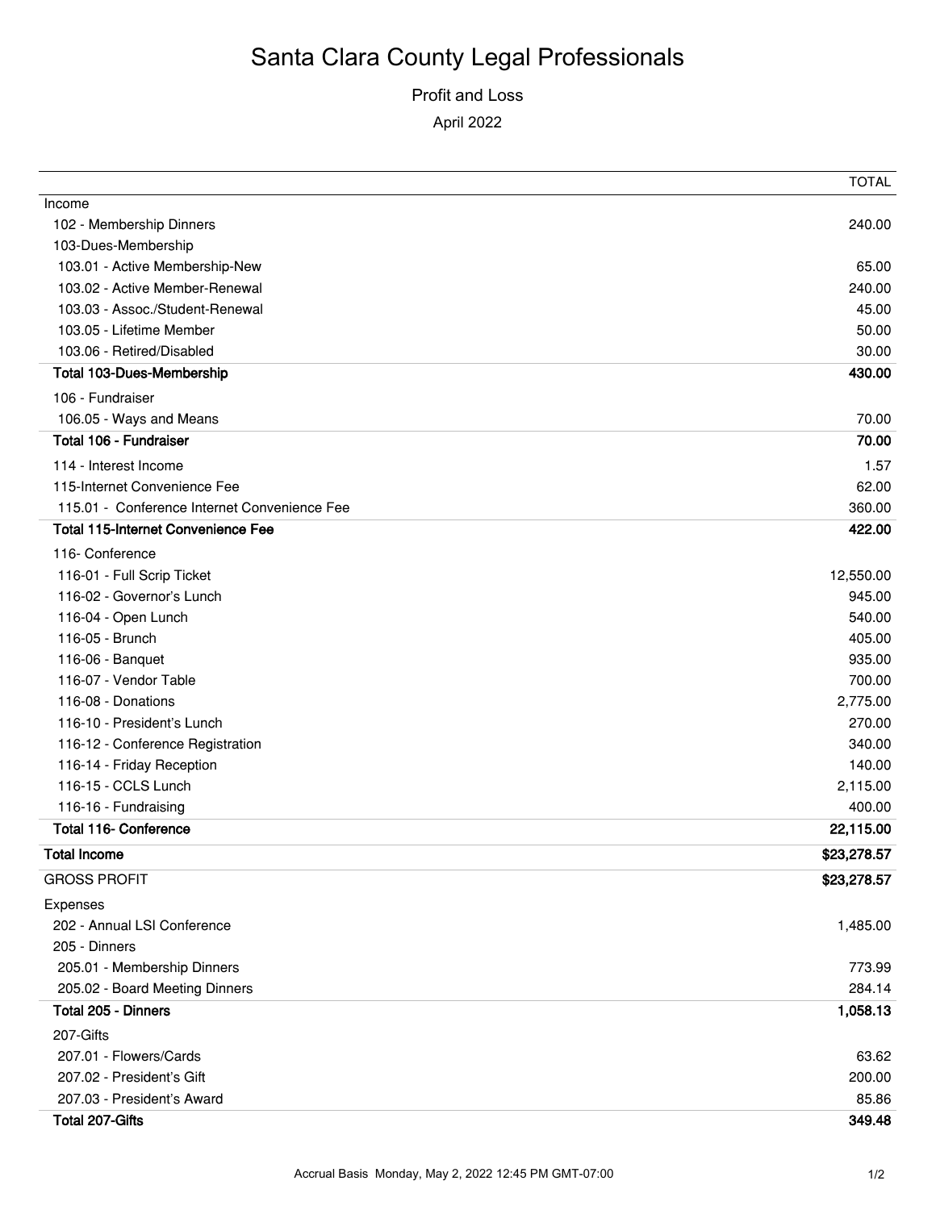# Santa Clara County Legal Professionals

## Profit and Loss

April 2022

| | TOTAL |
|---|---|
| Income | |
| 102 - Membership Dinners | 240.00 |
| 103-Dues-Membership | |
| 103.01 - Active Membership-New | 65.00 |
| 103.02 - Active Member-Renewal | 240.00 |
| 103.03 - Assoc./Student-Renewal | 45.00 |
| 103.05 - Lifetime Member | 50.00 |
| 103.06 - Retired/Disabled | 30.00 |
| **Total 103-Dues-Membership** | **430.00** |
| 106 - Fundraiser | |
| 106.05 - Ways and Means | 70.00 |
| **Total 106 - Fundraiser** | **70.00** |
| 114 - Interest Income | 1.57 |
| 115-Internet Convenience Fee | 62.00 |
| 115.01 - Conference Internet Convenience Fee | 360.00 |
| **Total 115-Internet Convenience Fee** | **422.00** |
| 116- Conference | |
| 116-01 - Full Scrip Ticket | 12,550.00 |
| 116-02 - Governor's Lunch | 945.00 |
| 116-04 - Open Lunch | 540.00 |
| 116-05 - Brunch | 405.00 |
| 116-06 - Banquet | 935.00 |
| 116-07 - Vendor Table | 700.00 |
| 116-08 - Donations | 2,775.00 |
| 116-10 - President's Lunch | 270.00 |
| 116-12 - Conference Registration | 340.00 |
| 116-14 - Friday Reception | 140.00 |
| 116-15 - CCLS Lunch | 2,115.00 |
| 116-16 - Fundraising | 400.00 |
| **Total 116- Conference** | **22,115.00** |
| **Total Income** | **$23,278.57** |
| GROSS PROFIT | **$23,278.57** |
| Expenses | |
| 202 - Annual LSI Conference | 1,485.00 |
| 205 - Dinners | |
| 205.01 - Membership Dinners | 773.99 |
| 205.02 - Board Meeting Dinners | 284.14 |
| **Total 205 - Dinners** | **1,058.13** |
| 207-Gifts | |
| 207.01 - Flowers/Cards | 63.62 |
| 207.02 - President's Gift | 200.00 |
| 207.03 - President's Award | 85.86 |
| **Total 207-Gifts** | **349.48** |

Accrual Basis Monday, May 2, 2022 12:45 PM GMT-07:00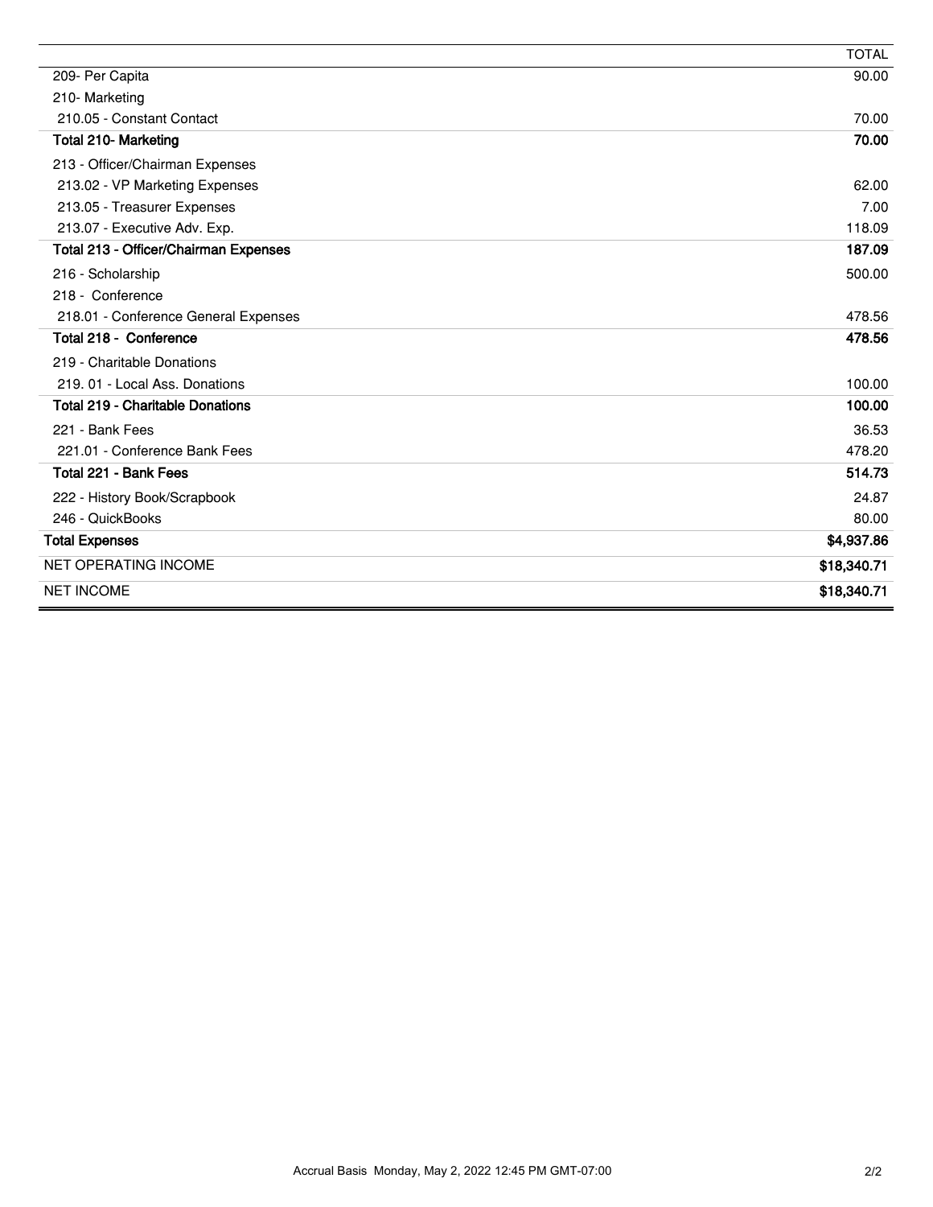| | TOTAL |
|---|---|
| 209- Per Capita | 90.00 |
| 210- Marketing | |
| 210.05 - Constant Contact | 70.00 |
| **Total 210- Marketing** | **70.00** |
| 213 - Officer/Chairman Expenses | |
| 213.02 - VP Marketing Expenses | 62.00 |
| 213.05 - Treasurer Expenses | 7.00 |
| 213.07 - Executive Adv. Exp. | 118.09 |
| **Total 213 - Officer/Chairman Expenses** | **187.09** |
| 216 - Scholarship | 500.00 |
| 218 - Conference | |
| 218.01 - Conference General Expenses | 478.56 |
| **Total 218 - Conference** | **478.56** |
| 219 - Charitable Donations | |
| 219. 01 - Local Ass. Donations | 100.00 |
| **Total 219 - Charitable Donations** | **100.00** |
| 221 - Bank Fees | 36.53 |
| 221.01 - Conference Bank Fees | 478.20 |
| **Total 221 - Bank Fees** | **514.73** |
| 222 - History Book/Scrapbook | 24.87 |
| 246 - QuickBooks | 80.00 |
| **Total Expenses** | **$4,937.86** |
| NET OPERATING INCOME | **$18,340.71** |
| NET INCOME | **$18,340.71** |

Accrual Basis Monday, May 2, 2022 12:45 PM GMT-07:00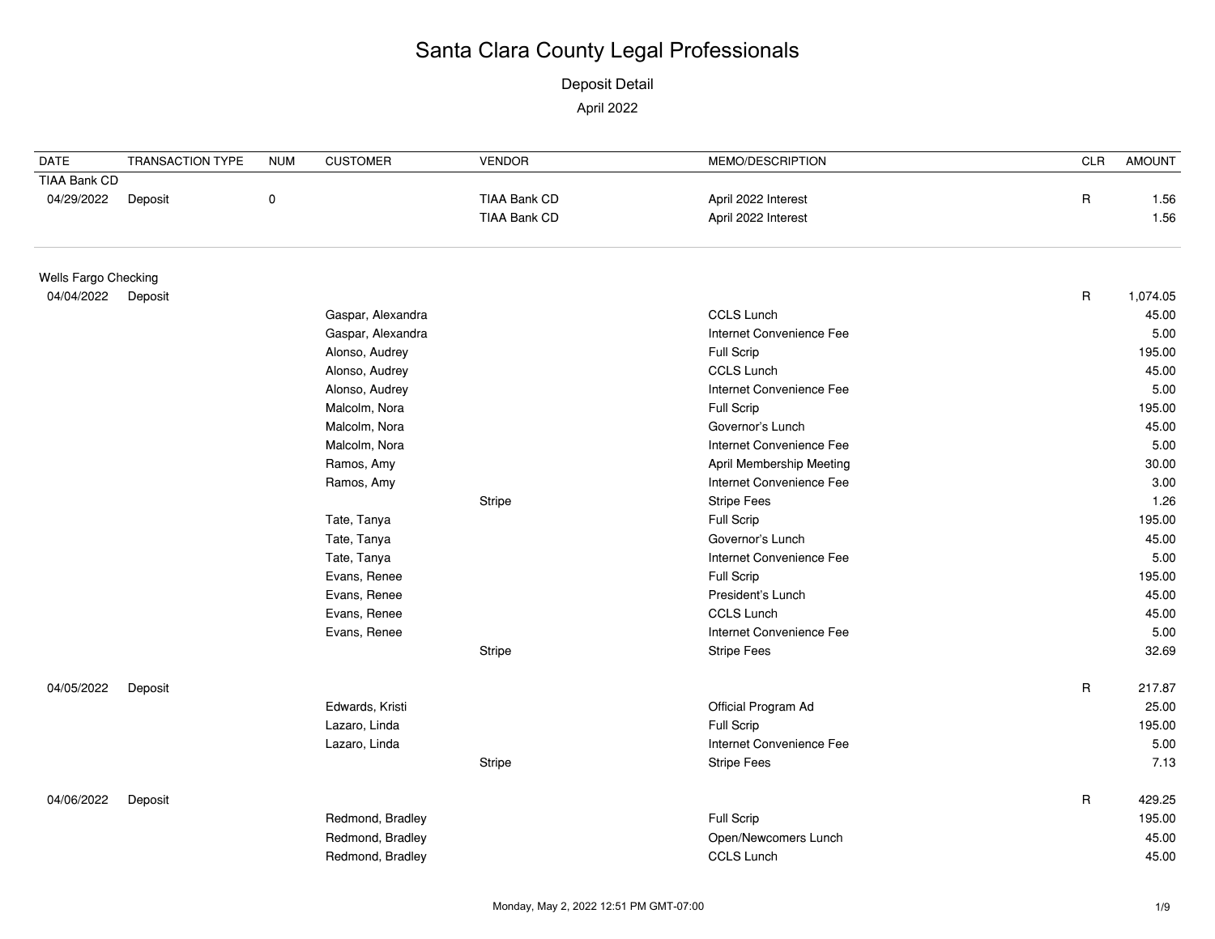# Santa Clara County Legal Professionals

Deposit Detail

April 2022

| DATE | TRANSACTION TYPE | NUM | CUSTOMER | VENDOR | MEMO/DESCRIPTION | CLR | AMOUNT |
|---|---|---|---|---|---|---|---|
| TIAA Bank CD | | | | | | | |
| 04/29/2022 | Deposit | 0 | | TIAA Bank CD | April 2022 Interest | R | 1.56 |
| | | | | TIAA Bank CD | April 2022 Interest | | 1.56 |
| Wells Fargo Checking | | | | | | | |
| 04/04/2022 | Deposit | | | | | R | 1,074.05 |
| | | | Gaspar, Alexandra | | CCLS Lunch | | 45.00 |
| | | | Gaspar, Alexandra | | Internet Convenience Fee | | 5.00 |
| | | | Alonso, Audrey | | Full Scrip | | 195.00 |
| | | | Alonso, Audrey | | CCLS Lunch | | 45.00 |
| | | | Alonso, Audrey | | Internet Convenience Fee | | 5.00 |
| | | | Malcolm, Nora | | Full Scrip | | 195.00 |
| | | | Malcolm, Nora | | Governor's Lunch | | 45.00 |
| | | | Malcolm, Nora | | Internet Convenience Fee | | 5.00 |
| | | | Ramos, Amy | | April Membership Meeting | | 30.00 |
| | | | Ramos, Amy | | Internet Convenience Fee | | 3.00 |
| | | | | Stripe | Stripe Fees | | 1.26 |
| | | | Tate, Tanya | | Full Scrip | | 195.00 |
| | | | Tate, Tanya | | Governor's Lunch | | 45.00 |
| | | | Tate, Tanya | | Internet Convenience Fee | | 5.00 |
| | | | Evans, Renee | | Full Scrip | | 195.00 |
| | | | Evans, Renee | | President's Lunch | | 45.00 |
| | | | Evans, Renee | | CCLS Lunch | | 45.00 |
| | | | Evans, Renee | | Internet Convenience Fee | | 5.00 |
| | | | | Stripe | Stripe Fees | | 32.69 |
| 04/05/2022 | Deposit | | | | | R | 217.87 |
| | | | Edwards, Kristi | | Official Program Ad | | 25.00 |
| | | | Lazaro, Linda | | Full Scrip | | 195.00 |
| | | | Lazaro, Linda | | Internet Convenience Fee | | 5.00 |
| | | | | Stripe | Stripe Fees | | 7.13 |
| 04/06/2022 | Deposit | | | | | R | 429.25 |
| | | | Redmond, Bradley | | Full Scrip | | 195.00 |
| | | | Redmond, Bradley | | Open/Newcomers Lunch | | 45.00 |
| | | | Redmond, Bradley | | CCLS Lunch | | 45.00 |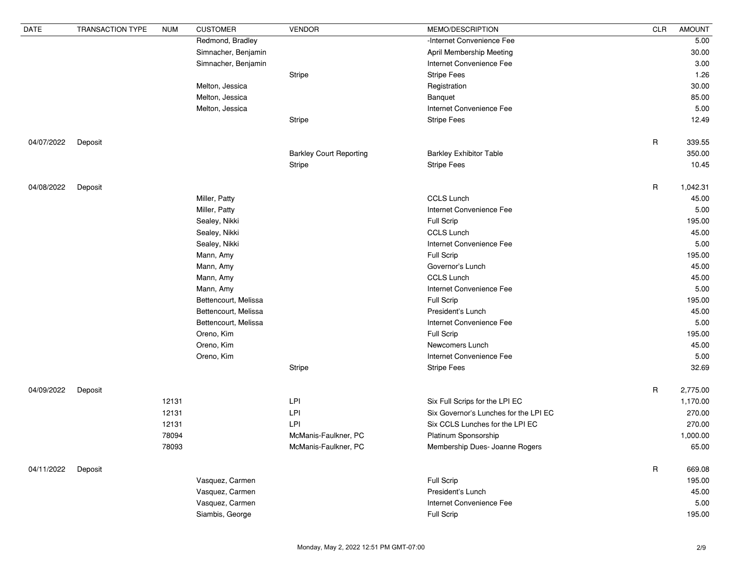| DATE | TRANSACTION TYPE | NUM | CUSTOMER | VENDOR | MEMO/DESCRIPTION | CLR | AMOUNT |
|---|---|---|---|---|---|---|---|
| | | | Redmond, Bradley | | -Internet Convenience Fee | | 5.00 |
| | | | Simnacher, Benjamin | | April Membership Meeting | | 30.00 |
| | | | Simnacher, Benjamin | | Internet Convenience Fee | | 3.00 |
| | | | | Stripe | Stripe Fees | | 1.26 |
| | | | Melton, Jessica | | Registration | | 30.00 |
| | | | Melton, Jessica | | Banquet | | 85.00 |
| | | | Melton, Jessica | | Internet Convenience Fee | | 5.00 |
| | | | | Stripe | Stripe Fees | | 12.49 |
| 04/07/2022 | Deposit | | | | | R | 339.55 |
| | | | | Barkley Court Reporting | Barkley Exhibitor Table | | 350.00 |
| | | | | Stripe | Stripe Fees | | 10.45 |
| 04/08/2022 | Deposit | | | | | R | 1,042.31 |
| | | | Miller, Patty | | CCLS Lunch | | 45.00 |
| | | | Miller, Patty | | Internet Convenience Fee | | 5.00 |
| | | | Sealey, Nikki | | Full Scrip | | 195.00 |
| | | | Sealey, Nikki | | CCLS Lunch | | 45.00 |
| | | | Sealey, Nikki | | Internet Convenience Fee | | 5.00 |
| | | | Mann, Amy | | Full Scrip | | 195.00 |
| | | | Mann, Amy | | Governor's Lunch | | 45.00 |
| | | | Mann, Amy | | CCLS Lunch | | 45.00 |
| | | | Mann, Amy | | Internet Convenience Fee | | 5.00 |
| | | | Bettencourt, Melissa | | Full Scrip | | 195.00 |
| | | | Bettencourt, Melissa | | President's Lunch | | 45.00 |
| | | | Bettencourt, Melissa | | Internet Convenience Fee | | 5.00 |
| | | | Oreno, Kim | | Full Scrip | | 195.00 |
| | | | Oreno, Kim | | Newcomers Lunch | | 45.00 |
| | | | Oreno, Kim | | Internet Convenience Fee | | 5.00 |
| | | | | Stripe | Stripe Fees | | 32.69 |
| 04/09/2022 | Deposit | | | | | R | 2,775.00 |
| | | 12131 | | LPI | Six Full Scrips for the LPI EC | | 1,170.00 |
| | | 12131 | | LPI | Six Governor's Lunches for the LPI EC | | 270.00 |
| | | 12131 | | LPI | Six CCLS Lunches for the LPI EC | | 270.00 |
| | | 78094 | | McManis-Faulkner, PC | Platinum Sponsorship | | 1,000.00 |
| | | 78093 | | McManis-Faulkner, PC | Membership Dues- Joanne Rogers | | 65.00 |
| 04/11/2022 | Deposit | | | | | R | 669.08 |
| | | | Vasquez, Carmen | | Full Scrip | | 195.00 |
| | | | Vasquez, Carmen | | President's Lunch | | 45.00 |
| | | | Vasquez, Carmen | | Internet Convenience Fee | | 5.00 |
| | | | Siambis, George | | Full Scrip | | 195.00 |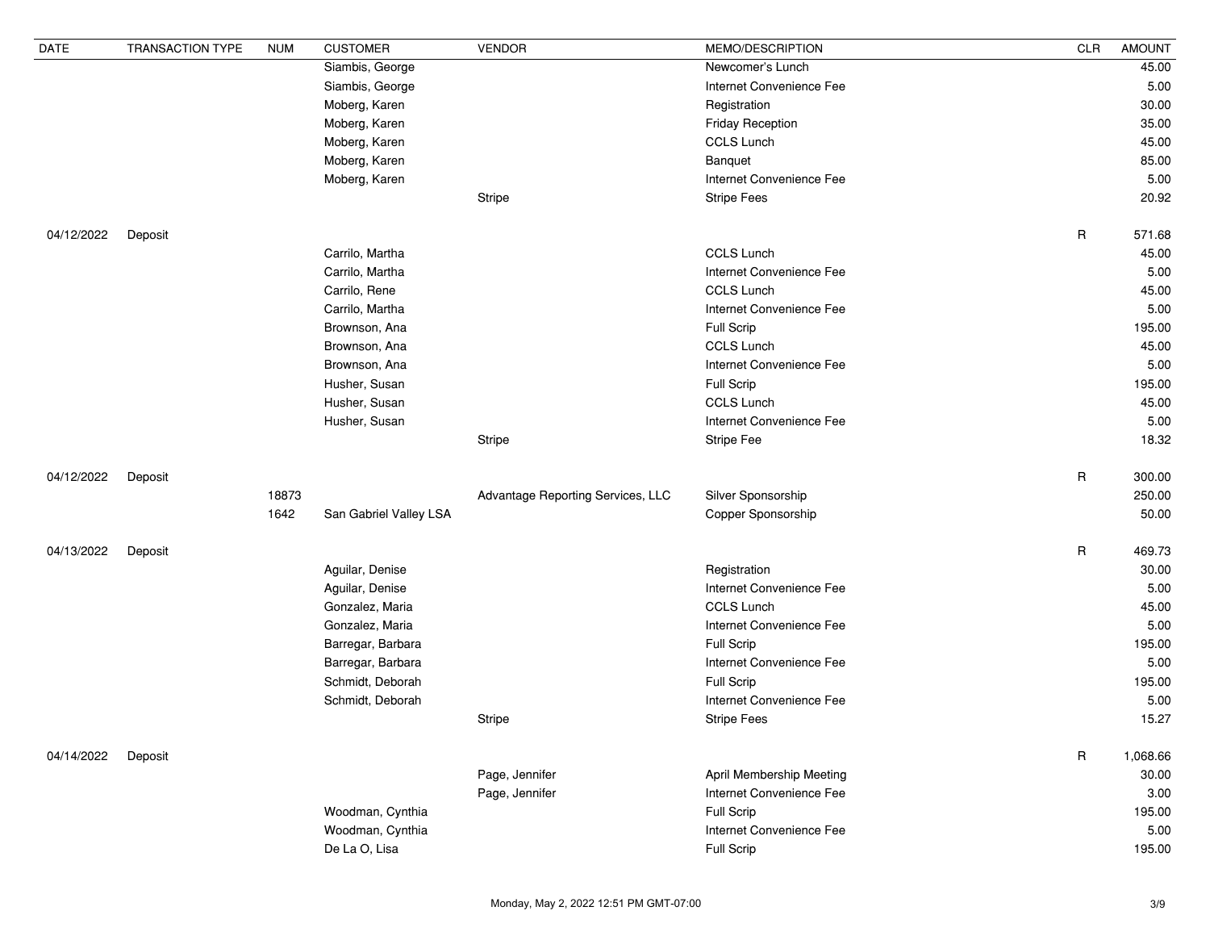| DATE | TRANSACTION TYPE | NUM | CUSTOMER | VENDOR | MEMO/DESCRIPTION | CLR | AMOUNT |
|---|---|---|---|---|---|---|---|
| | | | Siambis, George | | Newcomer's Lunch | | 45.00 |
| | | | Siambis, George | | Internet Convenience Fee | | 5.00 |
| | | | Moberg, Karen | | Registration | | 30.00 |
| | | | Moberg, Karen | | Friday Reception | | 35.00 |
| | | | Moberg, Karen | | CCLS Lunch | | 45.00 |
| | | | Moberg, Karen | | Banquet | | 85.00 |
| | | | Moberg, Karen | | Internet Convenience Fee | | 5.00 |
| | | | | Stripe | Stripe Fees | | 20.92 |
| 04/12/2022 | Deposit | | | | | R | 571.68 |
| | | | Carrilo, Martha | | CCLS Lunch | | 45.00 |
| | | | Carrilo, Martha | | Internet Convenience Fee | | 5.00 |
| | | | Carrilo, Rene | | CCLS Lunch | | 45.00 |
| | | | Carrilo, Martha | | Internet Convenience Fee | | 5.00 |
| | | | Brownson, Ana | | Full Scrip | | 195.00 |
| | | | Brownson, Ana | | CCLS Lunch | | 45.00 |
| | | | Brownson, Ana | | Internet Convenience Fee | | 5.00 |
| | | | Husher, Susan | | Full Scrip | | 195.00 |
| | | | Husher, Susan | | CCLS Lunch | | 45.00 |
| | | | Husher, Susan | | Internet Convenience Fee | | 5.00 |
| | | | | Stripe | Stripe Fee | | 18.32 |
| 04/12/2022 | Deposit | | | | | R | 300.00 |
| | | 18873 | | Advantage Reporting Services, LLC | Silver Sponsorship | | 250.00 |
| | | 1642 | San Gabriel Valley LSA | | Copper Sponsorship | | 50.00 |
| 04/13/2022 | Deposit | | | | | R | 469.73 |
| | | | Aguilar, Denise | | Registration | | 30.00 |
| | | | Aguilar, Denise | | Internet Convenience Fee | | 5.00 |
| | | | Gonzalez, Maria | | CCLS Lunch | | 45.00 |
| | | | Gonzalez, Maria | | Internet Convenience Fee | | 5.00 |
| | | | Barregar, Barbara | | Full Scrip | | 195.00 |
| | | | Barregar, Barbara | | Internet Convenience Fee | | 5.00 |
| | | | Schmidt, Deborah | | Full Scrip | | 195.00 |
| | | | Schmidt, Deborah | | Internet Convenience Fee | | 5.00 |
| | | | | Stripe | Stripe Fees | | 15.27 |
| 04/14/2022 | Deposit | | | | | R | 1,068.66 |
| | | | | Page, Jennifer | April Membership Meeting | | 30.00 |
| | | | | Page, Jennifer | Internet Convenience Fee | | 3.00 |
| | | | Woodman, Cynthia | | Full Scrip | | 195.00 |
| | | | Woodman, Cynthia | | Internet Convenience Fee | | 5.00 |
| | | | De La O, Lisa | | Full Scrip | | 195.00 |

Monday, May 2, 2022 12:51 PM GMT-07:00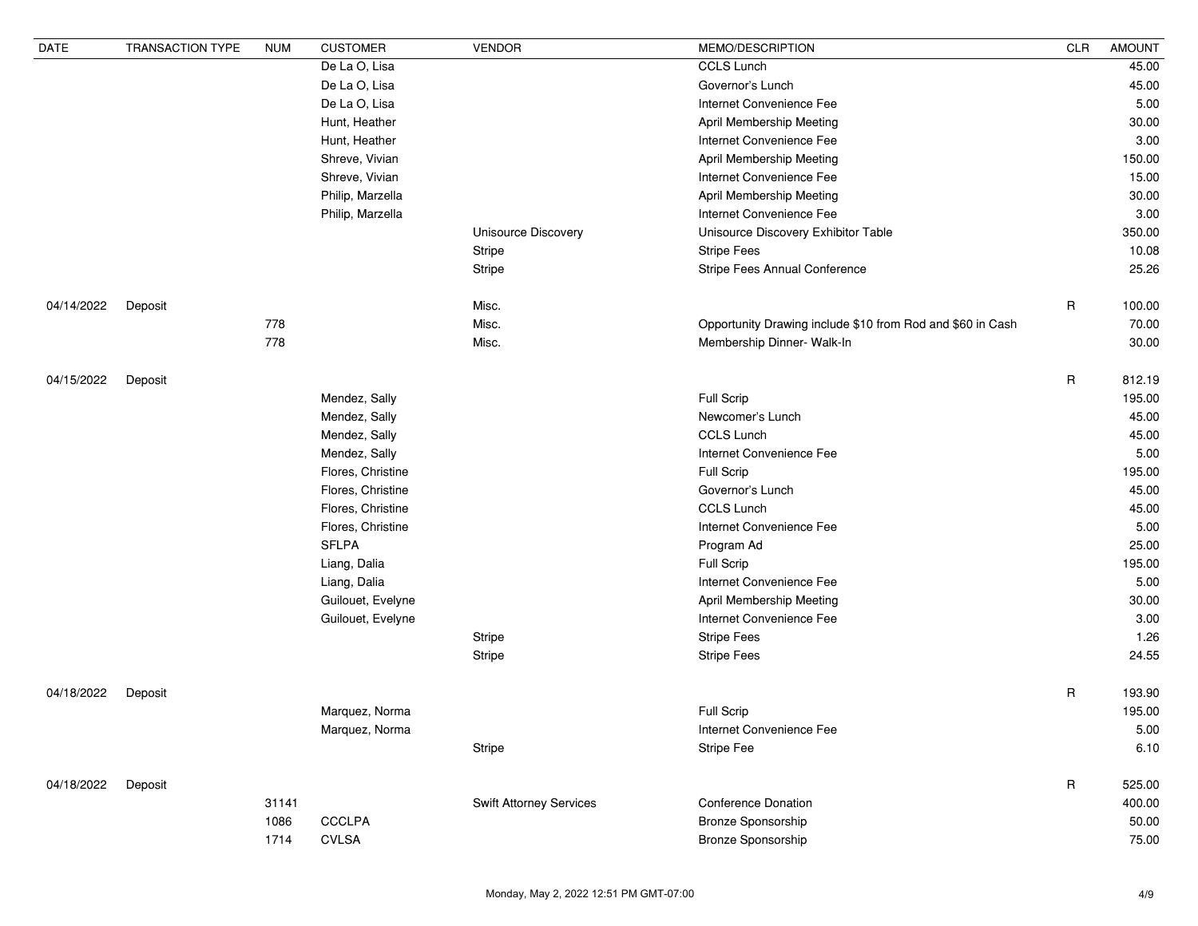| DATE | TRANSACTION TYPE | NUM | CUSTOMER | VENDOR | MEMO/DESCRIPTION | CLR | AMOUNT |
|---|---|---|---|---|---|---|---|
| | | | De La O, Lisa | | CCLS Lunch | | 45.00 |
| | | | De La O, Lisa | | Governor's Lunch | | 45.00 |
| | | | De La O, Lisa | | Internet Convenience Fee | | 5.00 |
| | | | Hunt, Heather | | April Membership Meeting | | 30.00 |
| | | | Hunt, Heather | | Internet Convenience Fee | | 3.00 |
| | | | Shreve, Vivian | | April Membership Meeting | | 150.00 |
| | | | Shreve, Vivian | | Internet Convenience Fee | | 15.00 |
| | | | Philip, Marzella | | April Membership Meeting | | 30.00 |
| | | | Philip, Marzella | | Internet Convenience Fee | | 3.00 |
| | | | | Unisource Discovery | Unisource Discovery Exhibitor Table | | 350.00 |
| | | | | Stripe | Stripe Fees | | 10.08 |
| | | | | Stripe | Stripe Fees Annual Conference | | 25.26 |
| 04/14/2022 | Deposit | | | Misc. | | R | 100.00 |
| | | 778 | | Misc. | Opportunity Drawing include $10 from Rod and $60 in Cash | | 70.00 |
| | | 778 | | Misc. | Membership Dinner- Walk-In | | 30.00 |
| 04/15/2022 | Deposit | | | | | R | 812.19 |
| | | | Mendez, Sally | | Full Scrip | | 195.00 |
| | | | Mendez, Sally | | Newcomer's Lunch | | 45.00 |
| | | | Mendez, Sally | | CCLS Lunch | | 45.00 |
| | | | Mendez, Sally | | Internet Convenience Fee | | 5.00 |
| | | | Flores, Christine | | Full Scrip | | 195.00 |
| | | | Flores, Christine | | Governor's Lunch | | 45.00 |
| | | | Flores, Christine | | CCLS Lunch | | 45.00 |
| | | | Flores, Christine | | Internet Convenience Fee | | 5.00 |
| | | | SFLPA | | Program Ad | | 25.00 |
| | | | Liang, Dalia | | Full Scrip | | 195.00 |
| | | | Liang, Dalia | | Internet Convenience Fee | | 5.00 |
| | | | Guilouet, Evelyne | | April Membership Meeting | | 30.00 |
| | | | Guilouet, Evelyne | | Internet Convenience Fee | | 3.00 |
| | | | | Stripe | Stripe Fees | | 1.26 |
| | | | | Stripe | Stripe Fees | | 24.55 |
| 04/18/2022 | Deposit | | | | | R | 193.90 |
| | | | Marquez, Norma | | Full Scrip | | 195.00 |
| | | | Marquez, Norma | | Internet Convenience Fee | | 5.00 |
| | | | | Stripe | Stripe Fee | | 6.10 |
| 04/18/2022 | Deposit | | | | | R | 525.00 |
| | | 31141 | | Swift Attorney Services | Conference Donation | | 400.00 |
| | | 1086 | CCCLPA | | Bronze Sponsorship | | 50.00 |
| | | 1714 | CVLSA | | Bronze Sponsorship | | 75.00 |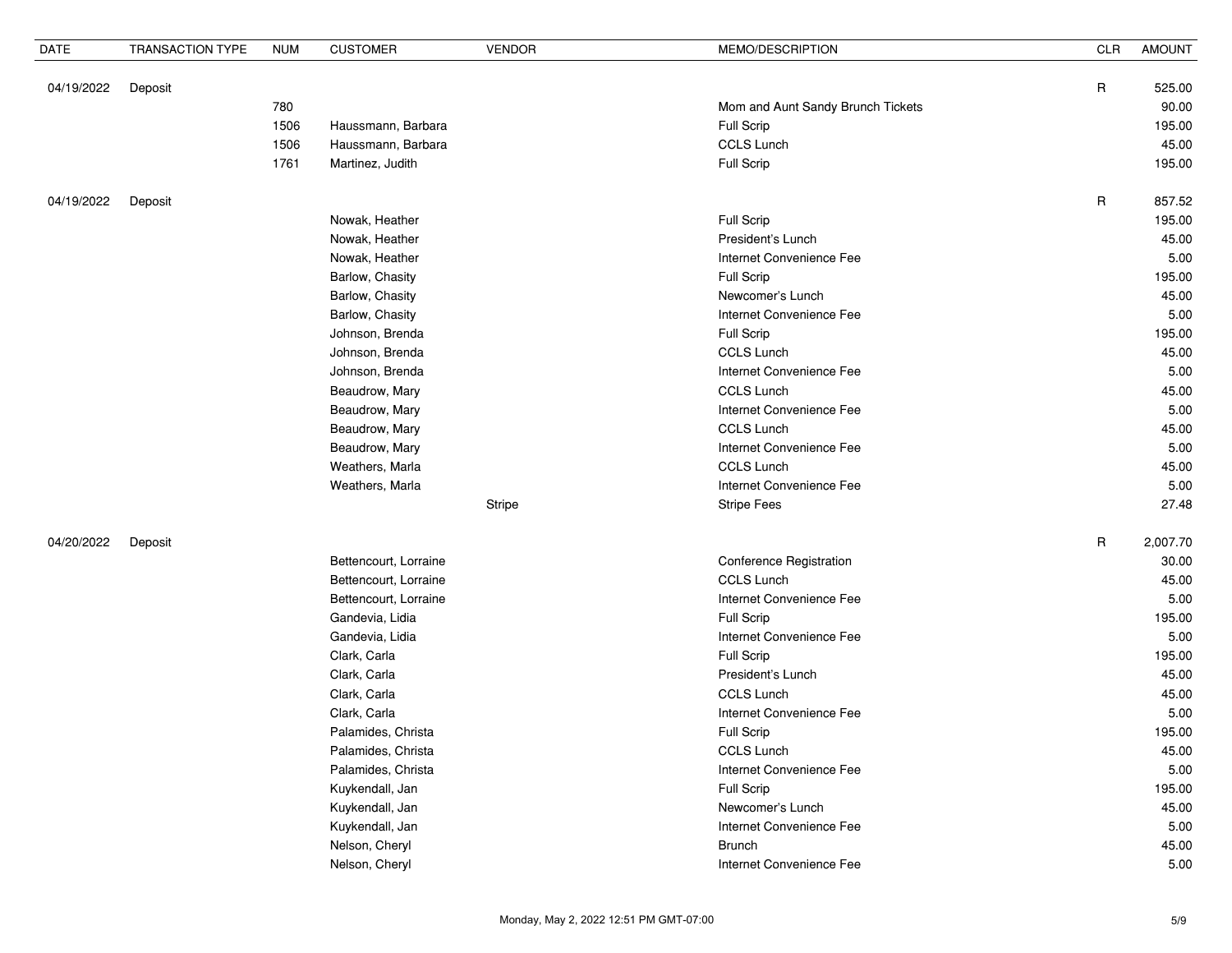| DATE | TRANSACTION TYPE | NUM | CUSTOMER | VENDOR | MEMO/DESCRIPTION | CLR | AMOUNT |
|---|---|---|---|---|---|---|---|
| 04/19/2022 | Deposit | | | | | R | 525.00 |
| | | 780 | | | Mom and Aunt Sandy Brunch Tickets | | 90.00 |
| | | 1506 | Haussmann, Barbara | | Full Scrip | | 195.00 |
| | | 1506 | Haussmann, Barbara | | CCLS Lunch | | 45.00 |
| | | 1761 | Martinez, Judith | | Full Scrip | | 195.00 |
| 04/19/2022 | Deposit | | | | | R | 857.52 |
| | | | Nowak, Heather | | Full Scrip | | 195.00 |
| | | | Nowak, Heather | | President's Lunch | | 45.00 |
| | | | Nowak, Heather | | Internet Convenience Fee | | 5.00 |
| | | | Barlow, Chasity | | Full Scrip | | 195.00 |
| | | | Barlow, Chasity | | Newcomer's Lunch | | 45.00 |
| | | | Barlow, Chasity | | Internet Convenience Fee | | 5.00 |
| | | | Johnson, Brenda | | Full Scrip | | 195.00 |
| | | | Johnson, Brenda | | CCLS Lunch | | 45.00 |
| | | | Johnson, Brenda | | Internet Convenience Fee | | 5.00 |
| | | | Beaudrow, Mary | | CCLS Lunch | | 45.00 |
| | | | Beaudrow, Mary | | Internet Convenience Fee | | 5.00 |
| | | | Beaudrow, Mary | | CCLS Lunch | | 45.00 |
| | | | Beaudrow, Mary | | Internet Convenience Fee | | 5.00 |
| | | | Weathers, Marla | | CCLS Lunch | | 45.00 |
| | | | Weathers, Marla | | Internet Convenience Fee | | 5.00 |
| | | | | Stripe | Stripe Fees | | 27.48 |
| 04/20/2022 | Deposit | | | | | R | 2,007.70 |
| | | | Bettencourt, Lorraine | | Conference Registration | | 30.00 |
| | | | Bettencourt, Lorraine | | CCLS Lunch | | 45.00 |
| | | | Bettencourt, Lorraine | | Internet Convenience Fee | | 5.00 |
| | | | Gandevia, Lidia | | Full Scrip | | 195.00 |
| | | | Gandevia, Lidia | | Internet Convenience Fee | | 5.00 |
| | | | Clark, Carla | | Full Scrip | | 195.00 |
| | | | Clark, Carla | | President's Lunch | | 45.00 |
| | | | Clark, Carla | | CCLS Lunch | | 45.00 |
| | | | Clark, Carla | | Internet Convenience Fee | | 5.00 |
| | | | Palamides, Christa | | Full Scrip | | 195.00 |
| | | | Palamides, Christa | | CCLS Lunch | | 45.00 |
| | | | Palamides, Christa | | Internet Convenience Fee | | 5.00 |
| | | | Kuykendall, Jan | | Full Scrip | | 195.00 |
| | | | Kuykendall, Jan | | Newcomer's Lunch | | 45.00 |
| | | | Kuykendall, Jan | | Internet Convenience Fee | | 5.00 |
| | | | Nelson, Cheryl | | Brunch | | 45.00 |
| | | | Nelson, Cheryl | | Internet Convenience Fee | | 5.00 |

Monday, May 2, 2022 12:51 PM GMT-07:00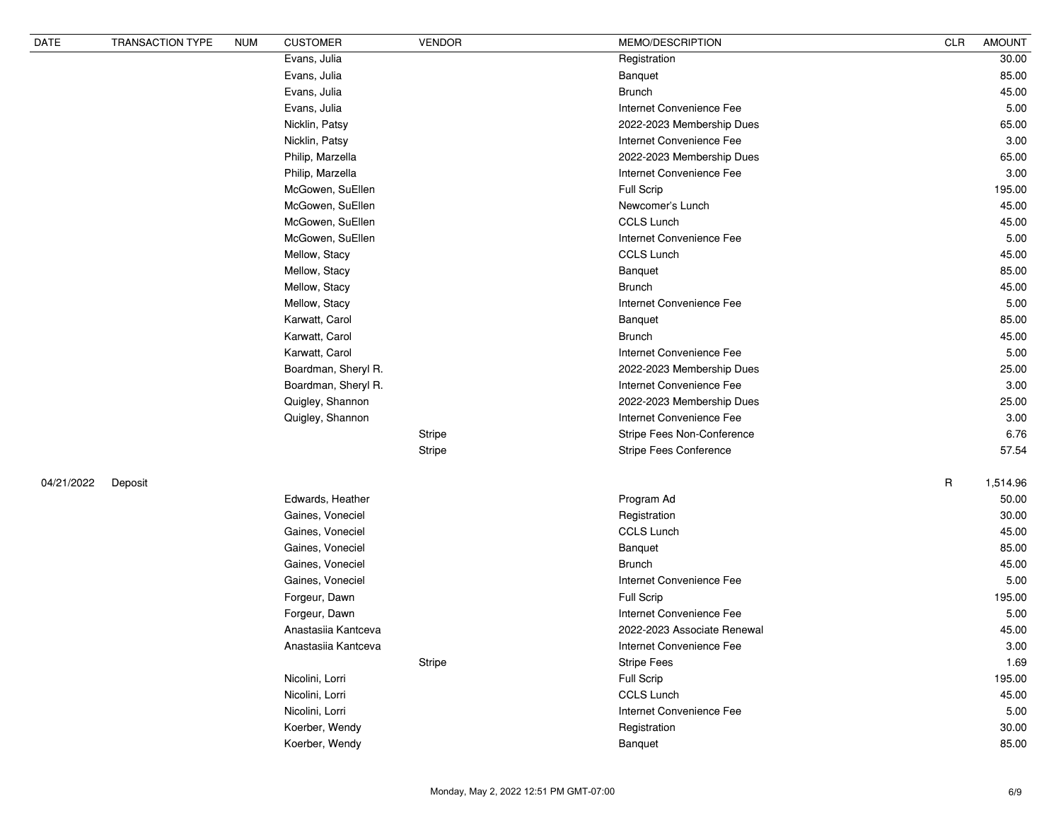| DATE | TRANSACTION TYPE | NUM | CUSTOMER | VENDOR | MEMO/DESCRIPTION | CLR | AMOUNT |
|---|---|---|---|---|---|---|---|
| | | | Evans, Julia | | Registration | | 30.00 |
| | | | Evans, Julia | | Banquet | | 85.00 |
| | | | Evans, Julia | | Brunch | | 45.00 |
| | | | Evans, Julia | | Internet Convenience Fee | | 5.00 |
| | | | Nicklin, Patsy | | 2022-2023 Membership Dues | | 65.00 |
| | | | Nicklin, Patsy | | Internet Convenience Fee | | 3.00 |
| | | | Philip, Marzella | | 2022-2023 Membership Dues | | 65.00 |
| | | | Philip, Marzella | | Internet Convenience Fee | | 3.00 |
| | | | McGowen, SuEllen | | Full Scrip | | 195.00 |
| | | | McGowen, SuEllen | | Newcomer's Lunch | | 45.00 |
| | | | McGowen, SuEllen | | CCLS Lunch | | 45.00 |
| | | | McGowen, SuEllen | | Internet Convenience Fee | | 5.00 |
| | | | Mellow, Stacy | | CCLS Lunch | | 45.00 |
| | | | Mellow, Stacy | | Banquet | | 85.00 |
| | | | Mellow, Stacy | | Brunch | | 45.00 |
| | | | Mellow, Stacy | | Internet Convenience Fee | | 5.00 |
| | | | Karwatt, Carol | | Banquet | | 85.00 |
| | | | Karwatt, Carol | | Brunch | | 45.00 |
| | | | Karwatt, Carol | | Internet Convenience Fee | | 5.00 |
| | | | Boardman, Sheryl R. | | 2022-2023 Membership Dues | | 25.00 |
| | | | Boardman, Sheryl R. | | Internet Convenience Fee | | 3.00 |
| | | | Quigley, Shannon | | 2022-2023 Membership Dues | | 25.00 |
| | | | Quigley, Shannon | | Internet Convenience Fee | | 3.00 |
| | | | | Stripe | Stripe Fees Non-Conference | | 6.76 |
| | | | | Stripe | Stripe Fees Conference | | 57.54 |
| 04/21/2022 | Deposit | | | | | R | 1,514.96 |
| | | | Edwards, Heather | | Program Ad | | 50.00 |
| | | | Gaines, Voneciel | | Registration | | 30.00 |
| | | | Gaines, Voneciel | | CCLS Lunch | | 45.00 |
| | | | Gaines, Voneciel | | Banquet | | 85.00 |
| | | | Gaines, Voneciel | | Brunch | | 45.00 |
| | | | Gaines, Voneciel | | Internet Convenience Fee | | 5.00 |
| | | | Forgeur, Dawn | | Full Scrip | | 195.00 |
| | | | Forgeur, Dawn | | Internet Convenience Fee | | 5.00 |
| | | | Anastasiia Kantceva | | 2022-2023 Associate Renewal | | 45.00 |
| | | | Anastasiia Kantceva | | Internet Convenience Fee | | 3.00 |
| | | | | Stripe | Stripe Fees | | 1.69 |
| | | | Nicolini, Lorri | | Full Scrip | | 195.00 |
| | | | Nicolini, Lorri | | CCLS Lunch | | 45.00 |
| | | | Nicolini, Lorri | | Internet Convenience Fee | | 5.00 |
| | | | Koerber, Wendy | | Registration | | 30.00 |
| | | | Koerber, Wendy | | Banquet | | 85.00 |

Monday, May 2, 2022 12:51 PM GMT-07:00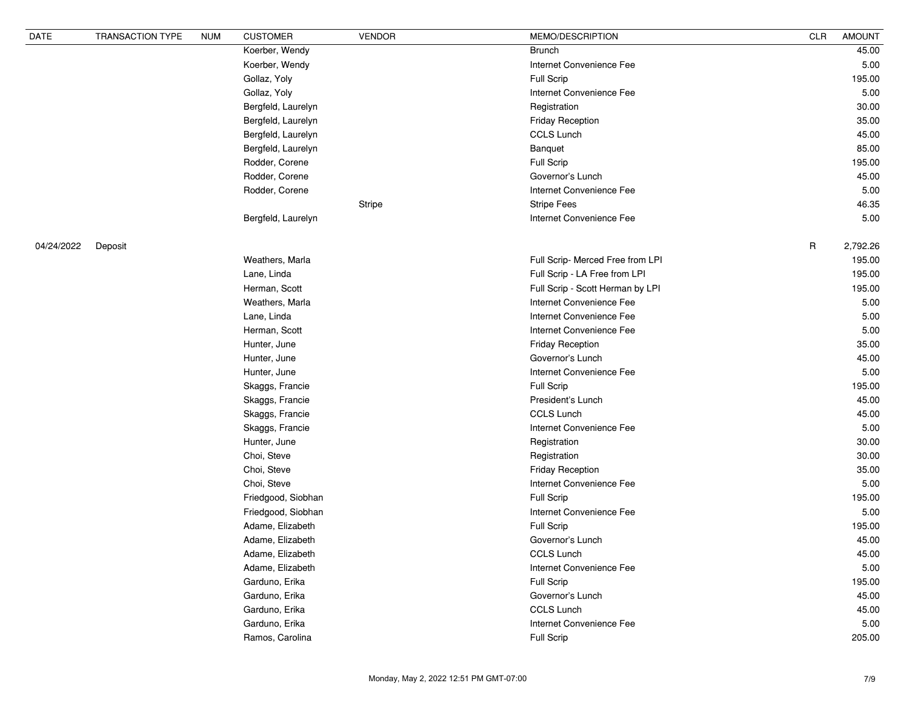| DATE | TRANSACTION TYPE | NUM | CUSTOMER | VENDOR | MEMO/DESCRIPTION | CLR | AMOUNT |
|---|---|---|---|---|---|---|---|
| | | | Koerber, Wendy | | Brunch | | 45.00 |
| | | | Koerber, Wendy | | Internet Convenience Fee | | 5.00 |
| | | | Gollaz, Yoly | | Full Scrip | | 195.00 |
| | | | Gollaz, Yoly | | Internet Convenience Fee | | 5.00 |
| | | | Bergfeld, Laurelyn | | Registration | | 30.00 |
| | | | Bergfeld, Laurelyn | | Friday Reception | | 35.00 |
| | | | Bergfeld, Laurelyn | | CCLS Lunch | | 45.00 |
| | | | Bergfeld, Laurelyn | | Banquet | | 85.00 |
| | | | Rodder, Corene | | Full Scrip | | 195.00 |
| | | | Rodder, Corene | | Governor's Lunch | | 45.00 |
| | | | Rodder, Corene | | Internet Convenience Fee | | 5.00 |
| | | | | Stripe | Stripe Fees | | 46.35 |
| | | | Bergfeld, Laurelyn | | Internet Convenience Fee | | 5.00 |
| 04/24/2022 | Deposit | | | | | R | 2,792.26 |
| | | | Weathers, Marla | | Full Scrip- Merced Free from LPI | | 195.00 |
| | | | Lane, Linda | | Full Scrip - LA Free from LPI | | 195.00 |
| | | | Herman, Scott | | Full Scrip - Scott Herman by LPI | | 195.00 |
| | | | Weathers, Marla | | Internet Convenience Fee | | 5.00 |
| | | | Lane, Linda | | Internet Convenience Fee | | 5.00 |
| | | | Herman, Scott | | Internet Convenience Fee | | 5.00 |
| | | | Hunter, June | | Friday Reception | | 35.00 |
| | | | Hunter, June | | Governor's Lunch | | 45.00 |
| | | | Hunter, June | | Internet Convenience Fee | | 5.00 |
| | | | Skaggs, Francie | | Full Scrip | | 195.00 |
| | | | Skaggs, Francie | | President's Lunch | | 45.00 |
| | | | Skaggs, Francie | | CCLS Lunch | | 45.00 |
| | | | Skaggs, Francie | | Internet Convenience Fee | | 5.00 |
| | | | Hunter, June | | Registration | | 30.00 |
| | | | Choi, Steve | | Registration | | 30.00 |
| | | | Choi, Steve | | Friday Reception | | 35.00 |
| | | | Choi, Steve | | Internet Convenience Fee | | 5.00 |
| | | | Friedgood, Siobhan | | Full Scrip | | 195.00 |
| | | | Friedgood, Siobhan | | Internet Convenience Fee | | 5.00 |
| | | | Adame, Elizabeth | | Full Scrip | | 195.00 |
| | | | Adame, Elizabeth | | Governor's Lunch | | 45.00 |
| | | | Adame, Elizabeth | | CCLS Lunch | | 45.00 |
| | | | Adame, Elizabeth | | Internet Convenience Fee | | 5.00 |
| | | | Garduno, Erika | | Full Scrip | | 195.00 |
| | | | Garduno, Erika | | Governor's Lunch | | 45.00 |
| | | | Garduno, Erika | | CCLS Lunch | | 45.00 |
| | | | Garduno, Erika | | Internet Convenience Fee | | 5.00 |
| | | | Ramos, Carolina | | Full Scrip | | 205.00 |

Monday, May 2, 2022 12:51 PM GMT-07:00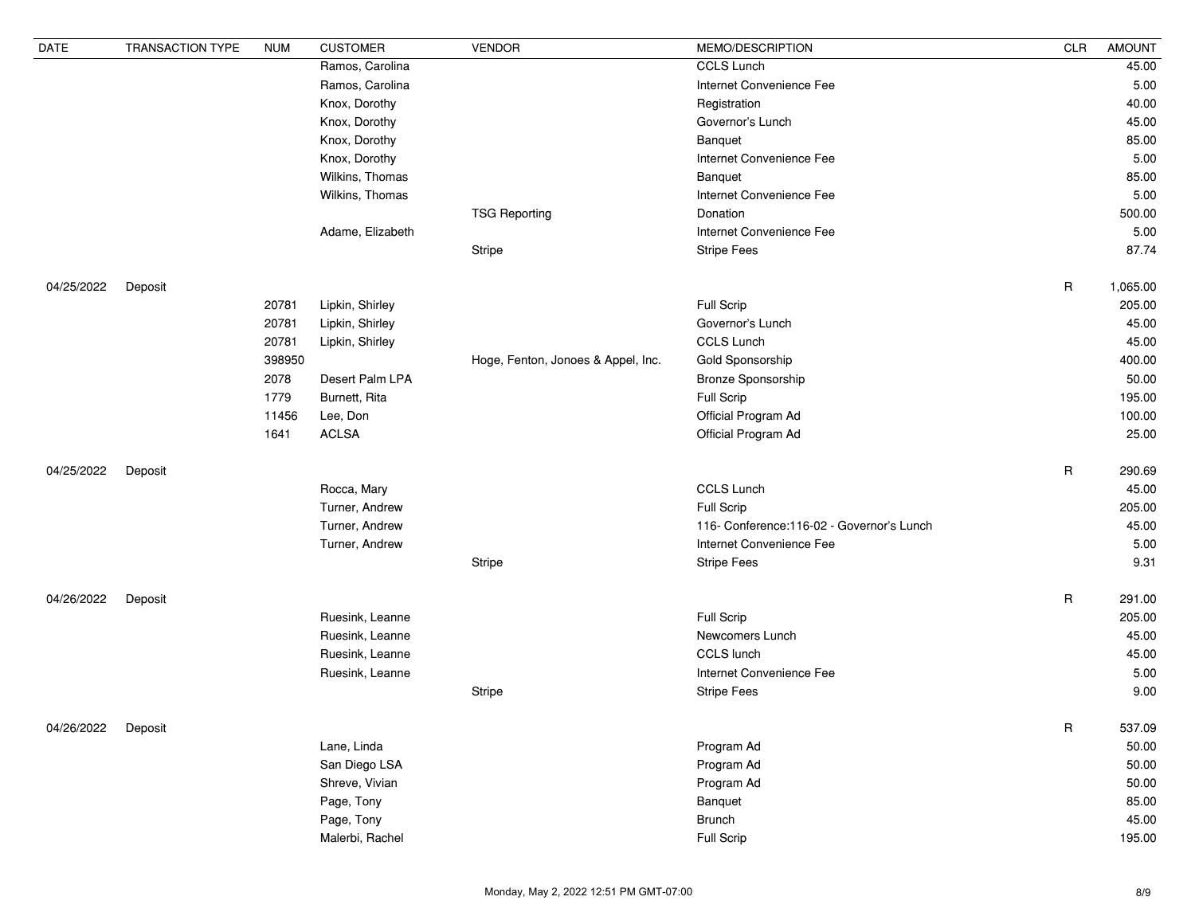| DATE | TRANSACTION TYPE | NUM | CUSTOMER | VENDOR | MEMO/DESCRIPTION | CLR | AMOUNT |
|---|---|---|---|---|---|---|---|
| | | | Ramos, Carolina | | CCLS Lunch | | 45.00 |
| | | | Ramos, Carolina | | Internet Convenience Fee | | 5.00 |
| | | | Knox, Dorothy | | Registration | | 40.00 |
| | | | Knox, Dorothy | | Governor's Lunch | | 45.00 |
| | | | Knox, Dorothy | | Banquet | | 85.00 |
| | | | Knox, Dorothy | | Internet Convenience Fee | | 5.00 |
| | | | Wilkins, Thomas | | Banquet | | 85.00 |
| | | | Wilkins, Thomas | | Internet Convenience Fee | | 5.00 |
| | | | | TSG Reporting | Donation | | 500.00 |
| | | | Adame, Elizabeth | | Internet Convenience Fee | | 5.00 |
| | | | | Stripe | Stripe Fees | | 87.74 |
| 04/25/2022 | Deposit | | | | | R | 1,065.00 |
| | | 20781 | Lipkin, Shirley | | Full Scrip | | 205.00 |
| | | 20781 | Lipkin, Shirley | | Governor's Lunch | | 45.00 |
| | | 20781 | Lipkin, Shirley | | CCLS Lunch | | 45.00 |
| | | 398950 | | Hoge, Fenton, Jonoes & Appel, Inc. | Gold Sponsorship | | 400.00 |
| | | 2078 | Desert Palm LPA | | Bronze Sponsorship | | 50.00 |
| | | 1779 | Burnett, Rita | | Full Scrip | | 195.00 |
| | | 11456 | Lee, Don | | Official Program Ad | | 100.00 |
| | | 1641 | ACLSA | | Official Program Ad | | 25.00 |
| 04/25/2022 | Deposit | | | | | R | 290.69 |
| | | | Rocca, Mary | | CCLS Lunch | | 45.00 |
| | | | Turner, Andrew | | Full Scrip | | 205.00 |
| | | | Turner, Andrew | | 116- Conference:116-02 - Governor's Lunch | | 45.00 |
| | | | Turner, Andrew | | Internet Convenience Fee | | 5.00 |
| | | | | Stripe | Stripe Fees | | 9.31 |
| 04/26/2022 | Deposit | | | | | R | 291.00 |
| | | | Ruesink, Leanne | | Full Scrip | | 205.00 |
| | | | Ruesink, Leanne | | Newcomers Lunch | | 45.00 |
| | | | Ruesink, Leanne | | CCLS lunch | | 45.00 |
| | | | Ruesink, Leanne | | Internet Convenience Fee | | 5.00 |
| | | | | Stripe | Stripe Fees | | 9.00 |
| 04/26/2022 | Deposit | | | | | R | 537.09 |
| | | | Lane, Linda | | Program Ad | | 50.00 |
| | | | San Diego LSA | | Program Ad | | 50.00 |
| | | | Shreve, Vivian | | Program Ad | | 50.00 |
| | | | Page, Tony | | Banquet | | 85.00 |
| | | | Page, Tony | | Brunch | | 45.00 |
| | | | Malerbi, Rachel | | Full Scrip | | 195.00 |

Monday, May 2, 2022 12:51 PM GMT-07:00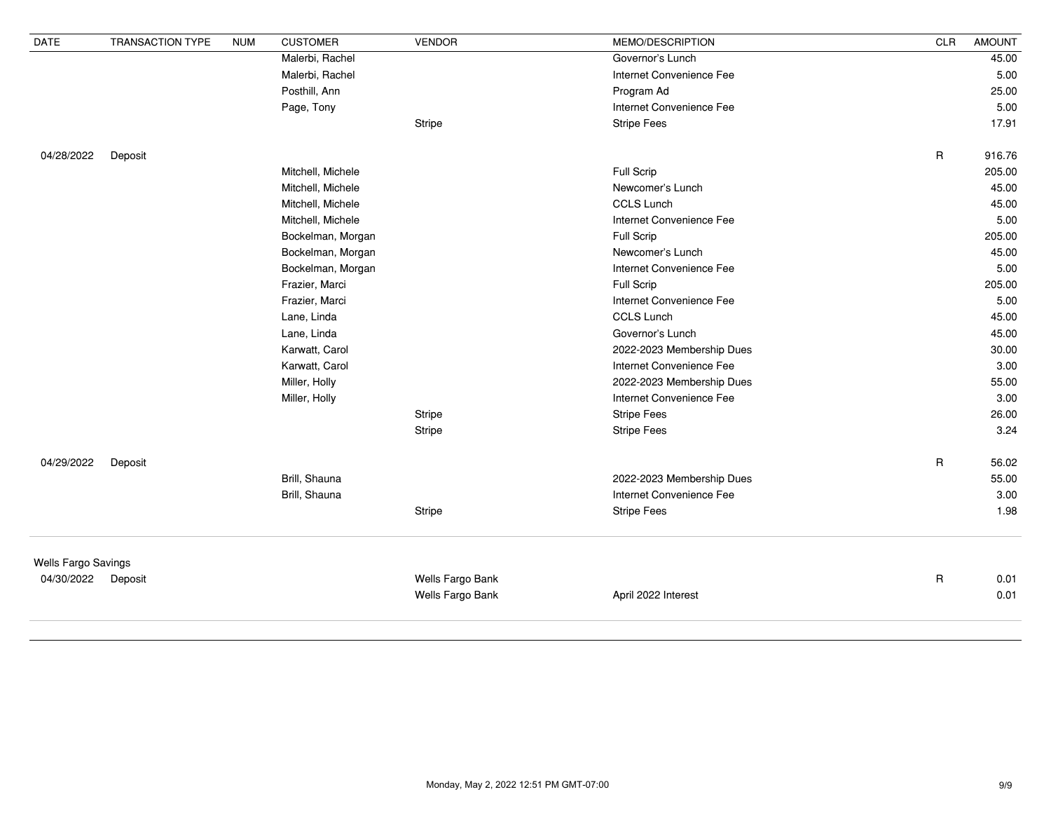| DATE | TRANSACTION TYPE | NUM | CUSTOMER | VENDOR | MEMO/DESCRIPTION | CLR | AMOUNT |
|---|---|---|---|---|---|---|---|
| | | | Malerbi, Rachel | | Governor's Lunch | | 45.00 |
| | | | Malerbi, Rachel | | Internet Convenience Fee | | 5.00 |
| | | | Posthill, Ann | | Program Ad | | 25.00 |
| | | | Page, Tony | | Internet Convenience Fee | | 5.00 |
| | | | | Stripe | Stripe Fees | | 17.91 |
| 04/28/2022 | Deposit | | | | | R | 916.76 |
| | | | Mitchell, Michele | | Full Scrip | | 205.00 |
| | | | Mitchell, Michele | | Newcomer's Lunch | | 45.00 |
| | | | Mitchell, Michele | | CCLS Lunch | | 45.00 |
| | | | Mitchell, Michele | | Internet Convenience Fee | | 5.00 |
| | | | Bockelman, Morgan | | Full Scrip | | 205.00 |
| | | | Bockelman, Morgan | | Newcomer's Lunch | | 45.00 |
| | | | Bockelman, Morgan | | Internet Convenience Fee | | 5.00 |
| | | | Frazier, Marci | | Full Scrip | | 205.00 |
| | | | Frazier, Marci | | Internet Convenience Fee | | 5.00 |
| | | | Lane, Linda | | CCLS Lunch | | 45.00 |
| | | | Lane, Linda | | Governor's Lunch | | 45.00 |
| | | | Karwatt, Carol | | 2022-2023 Membership Dues | | 30.00 |
| | | | Karwatt, Carol | | Internet Convenience Fee | | 3.00 |
| | | | Miller, Holly | | 2022-2023 Membership Dues | | 55.00 |
| | | | Miller, Holly | | Internet Convenience Fee | | 3.00 |
| | | | | Stripe | Stripe Fees | | 26.00 |
| | | | | Stripe | Stripe Fees | | 3.24 |
| 04/29/2022 | Deposit | | | | | R | 56.02 |
| | | | Brill, Shauna | | 2022-2023 Membership Dues | | 55.00 |
| | | | Brill, Shauna | | Internet Convenience Fee | | 3.00 |
| | | | | Stripe | Stripe Fees | | 1.98 |
| Wells Fargo Savings | | | | | | | |
| 04/30/2022 | Deposit | | | Wells Fargo Bank | | R | 0.01 |
| | | | | Wells Fargo Bank | April 2022 Interest | | 0.01 |

Monday, May 2, 2022 12:51 PM GMT-07:00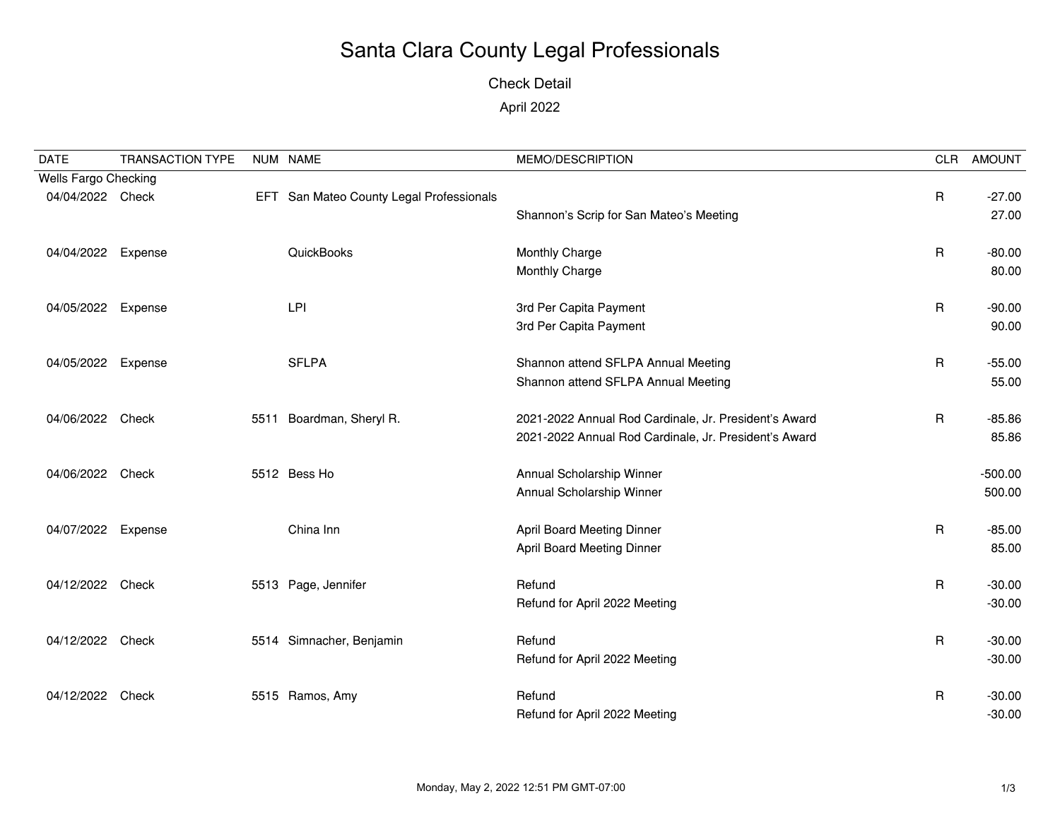# Santa Clara County Legal Professionals

Check Detail

April 2022

| DATE | TRANSACTION TYPE | NUM | NAME | MEMO/DESCRIPTION | CLR | AMOUNT |
|---|---|---|---|---|---|---|
| Wells Fargo Checking | | | | | | |
| 04/04/2022 | Check | EFT | San Mateo County Legal Professionals | | R | -27.00 |
| | | | | Shannon's Scrip for San Mateo's Meeting | | 27.00 |
| 04/04/2022 | Expense | | QuickBooks | Monthly Charge | R | -80.00 |
| | | | | Monthly Charge | | 80.00 |
| 04/05/2022 | Expense | | LPI | 3rd Per Capita Payment | R | -90.00 |
| | | | | 3rd Per Capita Payment | | 90.00 |
| 04/05/2022 | Expense | | SFLPA | Shannon attend SFLPA Annual Meeting | R | -55.00 |
| | | | | Shannon attend SFLPA Annual Meeting | | 55.00 |
| 04/06/2022 | Check | 5511 | Boardman, Sheryl R. | 2021-2022 Annual Rod Cardinale, Jr. President's Award | R | -85.86 |
| | | | | 2021-2022 Annual Rod Cardinale, Jr. President's Award | | 85.86 |
| 04/06/2022 | Check | 5512 | Bess Ho | Annual Scholarship Winner | | -500.00 |
| | | | | Annual Scholarship Winner | | 500.00 |
| 04/07/2022 | Expense | | China Inn | April Board Meeting Dinner | R | -85.00 |
| | | | | April Board Meeting Dinner | | 85.00 |
| 04/12/2022 | Check | 5513 | Page, Jennifer | Refund | R | -30.00 |
| | | | | Refund for April 2022 Meeting | | -30.00 |
| 04/12/2022 | Check | 5514 | Simnacher, Benjamin | Refund | R | -30.00 |
| | | | | Refund for April 2022 Meeting | | -30.00 |
| 04/12/2022 | Check | 5515 | Ramos, Amy | Refund | R | -30.00 |
| | | | | Refund for April 2022 Meeting | | -30.00 |

Monday, May 2, 2022 12:51 PM GMT-07:00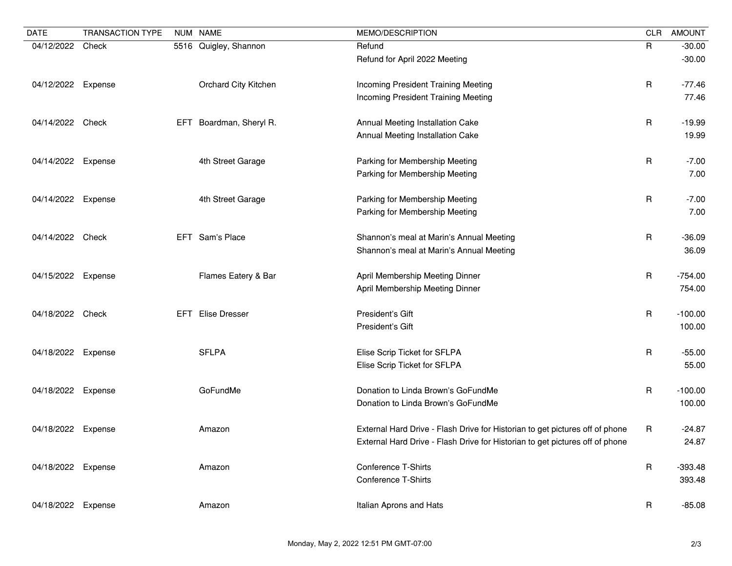| DATE | TRANSACTION TYPE | NUM | NAME | MEMO/DESCRIPTION | CLR | AMOUNT |
|---|---|---|---|---|---|---|
| 04/12/2022 | Check | 5516 | Quigley, Shannon | Refund | R | -30.00 |
| | | | | Refund for April 2022 Meeting | | -30.00 |
| 04/12/2022 | Expense | | Orchard City Kitchen | Incoming President Training Meeting | R | -77.46 |
| | | | | Incoming President Training Meeting | | 77.46 |
| 04/14/2022 | Check | EFT | Boardman, Sheryl R. | Annual Meeting Installation Cake | R | -19.99 |
| | | | | Annual Meeting Installation Cake | | 19.99 |
| 04/14/2022 | Expense | | 4th Street Garage | Parking for Membership Meeting | R | -7.00 |
| | | | | Parking for Membership Meeting | | 7.00 |
| 04/14/2022 | Expense | | 4th Street Garage | Parking for Membership Meeting | R | -7.00 |
| | | | | Parking for Membership Meeting | | 7.00 |
| 04/14/2022 | Check | EFT | Sam's Place | Shannon's meal at Marin's Annual Meeting | R | -36.09 |
| | | | | Shannon's meal at Marin's Annual Meeting | | 36.09 |
| 04/15/2022 | Expense | | Flames Eatery & Bar | April Membership Meeting Dinner | R | -754.00 |
| | | | | April Membership Meeting Dinner | | 754.00 |
| 04/18/2022 | Check | EFT | Elise Dresser | President's Gift | R | -100.00 |
| | | | | President's Gift | | 100.00 |
| 04/18/2022 | Expense | | SFLPA | Elise Scrip Ticket for SFLPA | R | -55.00 |
| | | | | Elise Scrip Ticket for SFLPA | | 55.00 |
| 04/18/2022 | Expense | | GoFundMe | Donation to Linda Brown's GoFundMe | R | -100.00 |
| | | | | Donation to Linda Brown's GoFundMe | | 100.00 |
| 04/18/2022 | Expense | | Amazon | External Hard Drive - Flash Drive for Historian to get pictures off of phone | R | -24.87 |
| | | | | External Hard Drive - Flash Drive for Historian to get pictures off of phone | | 24.87 |
| 04/18/2022 | Expense | | Amazon | Conference T-Shirts | R | -393.48 |
| | | | | Conference T-Shirts | | 393.48 |
| 04/18/2022 | Expense | | Amazon | Italian Aprons and Hats | R | -85.08 |

Monday, May 2, 2022 12:51 PM GMT-07:00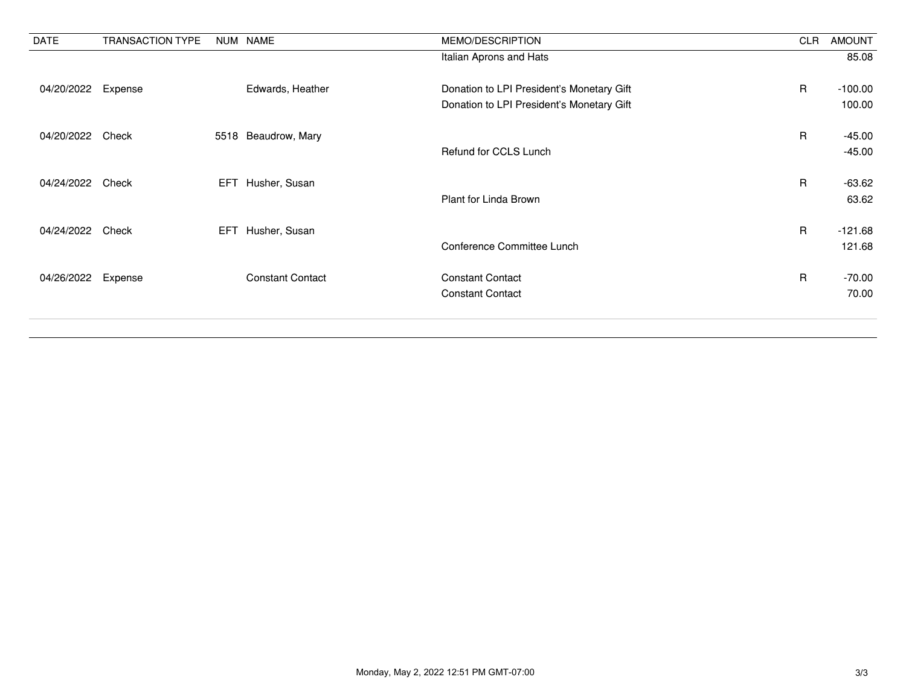| DATE | TRANSACTION TYPE | NUM | NAME | MEMO/DESCRIPTION | CLR | AMOUNT |
|---|---|---|---|---|---|---|
| | | | | Italian Aprons and Hats | | 85.08 |
| 04/20/2022 | Expense | | Edwards, Heather | Donation to LPI President's Monetary Gift | R | -100.00 |
| | | | | Donation to LPI President's Monetary Gift | | 100.00 |
| 04/20/2022 | Check | 5518 | Beaudrow, Mary | | R | -45.00 |
| | | | | Refund for CCLS Lunch | | -45.00 |
| 04/24/2022 | Check | EFT | Husher, Susan | | R | -63.62 |
| | | | | Plant for Linda Brown | | 63.62 |
| 04/24/2022 | Check | EFT | Husher, Susan | | R | -121.68 |
| | | | | Conference Committee Lunch | | 121.68 |
| 04/26/2022 | Expense | | Constant Contact | Constant Contact | R | -70.00 |
| | | | | Constant Contact | | 70.00 |

Monday, May 2, 2022 12:51 PM GMT-07:00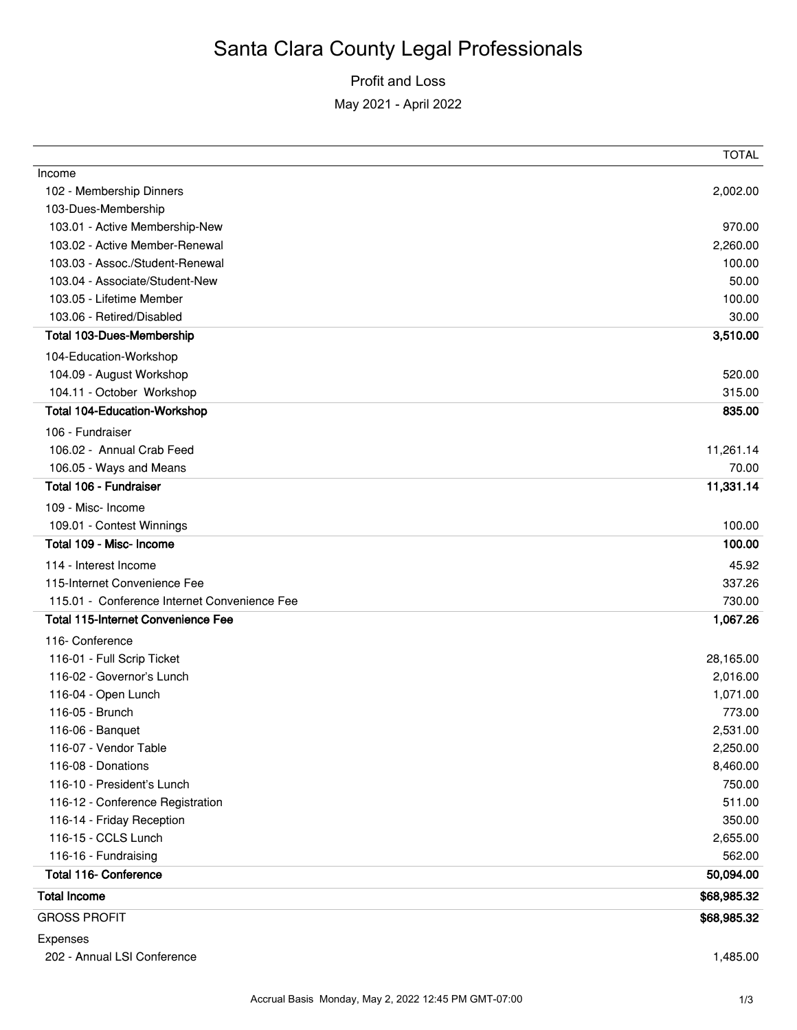# Santa Clara County Legal Professionals

Profit and Loss

May 2021 - April 2022

| | TOTAL |
|---|---|
| Income | |
| 102 - Membership Dinners | 2,002.00 |
| 103-Dues-Membership | |
| 103.01 - Active Membership-New | 970.00 |
| 103.02 - Active Member-Renewal | 2,260.00 |
| 103.03 - Assoc./Student-Renewal | 100.00 |
| 103.04 - Associate/Student-New | 50.00 |
| 103.05 - Lifetime Member | 100.00 |
| 103.06 - Retired/Disabled | 30.00 |
| **Total 103-Dues-Membership** | **3,510.00** |
| 104-Education-Workshop | |
| 104.09 - August Workshop | 520.00 |
| 104.11 - October Workshop | 315.00 |
| **Total 104-Education-Workshop** | **835.00** |
| 106 - Fundraiser | |
| 106.02 - Annual Crab Feed | 11,261.14 |
| 106.05 - Ways and Means | 70.00 |
| **Total 106 - Fundraiser** | **11,331.14** |
| 109 - Misc- Income | |
| 109.01 - Contest Winnings | 100.00 |
| **Total 109 - Misc- Income** | **100.00** |
| 114 - Interest Income | 45.92 |
| 115-Internet Convenience Fee | 337.26 |
| 115.01 - Conference Internet Convenience Fee | 730.00 |
| **Total 115-Internet Convenience Fee** | **1,067.26** |
| 116- Conference | |
| 116-01 - Full Scrip Ticket | 28,165.00 |
| 116-02 - Governor's Lunch | 2,016.00 |
| 116-04 - Open Lunch | 1,071.00 |
| 116-05 - Brunch | 773.00 |
| 116-06 - Banquet | 2,531.00 |
| 116-07 - Vendor Table | 2,250.00 |
| 116-08 - Donations | 8,460.00 |
| 116-10 - President's Lunch | 750.00 |
| 116-12 - Conference Registration | 511.00 |
| 116-14 - Friday Reception | 350.00 |
| 116-15 - CCLS Lunch | 2,655.00 |
| 116-16 - Fundraising | 562.00 |
| **Total 116- Conference** | **50,094.00** |
| **Total Income** | **$68,985.32** |
| GROSS PROFIT | **$68,985.32** |
| Expenses | |
| 202 - Annual LSI Conference | 1,485.00 |

Accrual Basis Monday, May 2, 2022 12:45 PM GMT-07:00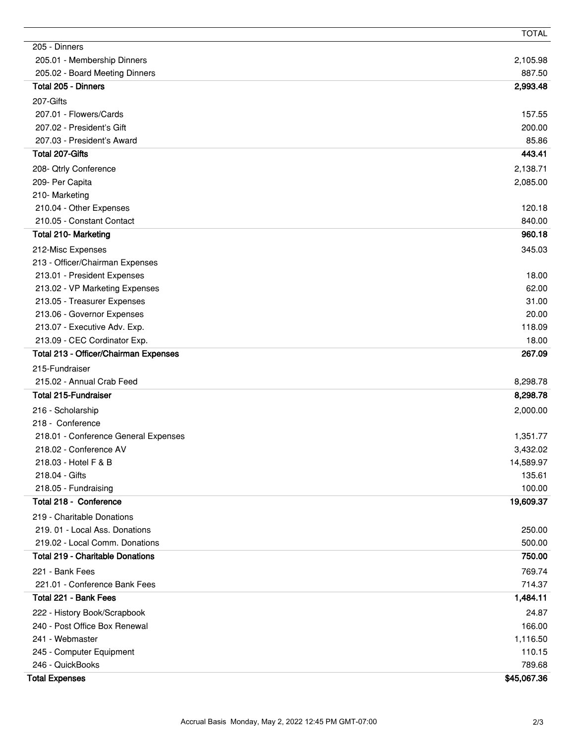| | TOTAL |
|---|---|
| 205 - Dinners | |
| 205.01 - Membership Dinners | 2,105.98 |
| 205.02 - Board Meeting Dinners | 887.50 |
| **Total 205 - Dinners** | **2,993.48** |
| 207-Gifts | |
| 207.01 - Flowers/Cards | 157.55 |
| 207.02 - President's Gift | 200.00 |
| 207.03 - President's Award | 85.86 |
| **Total 207-Gifts** | **443.41** |
| 208- Qtrly Conference | 2,138.71 |
| 209- Per Capita | 2,085.00 |
| 210- Marketing | |
| 210.04 - Other Expenses | 120.18 |
| 210.05 - Constant Contact | 840.00 |
| **Total 210- Marketing** | **960.18** |
| 212-Misc Expenses | 345.03 |
| 213 - Officer/Chairman Expenses | |
| 213.01 - President Expenses | 18.00 |
| 213.02 - VP Marketing Expenses | 62.00 |
| 213.05 - Treasurer Expenses | 31.00 |
| 213.06 - Governor Expenses | 20.00 |
| 213.07 - Executive Adv. Exp. | 118.09 |
| 213.09 - CEC Cordinator Exp. | 18.00 |
| **Total 213 - Officer/Chairman Expenses** | **267.09** |
| 215-Fundraiser | |
| 215.02 - Annual Crab Feed | 8,298.78 |
| **Total 215-Fundraiser** | **8,298.78** |
| 216 - Scholarship | 2,000.00 |
| 218 - Conference | |
| 218.01 - Conference General Expenses | 1,351.77 |
| 218.02 - Conference AV | 3,432.02 |
| 218.03 - Hotel F & B | 14,589.97 |
| 218.04 - Gifts | 135.61 |
| 218.05 - Fundraising | 100.00 |
| **Total 218 - Conference** | **19,609.37** |
| 219 - Charitable Donations | |
| 219. 01 - Local Ass. Donations | 250.00 |
| 219.02 - Local Comm. Donations | 500.00 |
| **Total 219 - Charitable Donations** | **750.00** |
| 221 - Bank Fees | 769.74 |
| 221.01 - Conference Bank Fees | 714.37 |
| **Total 221 - Bank Fees** | **1,484.11** |
| 222 - History Book/Scrapbook | 24.87 |
| 240 - Post Office Box Renewal | 166.00 |
| 241 - Webmaster | 1,116.50 |
| 245 - Computer Equipment | 110.15 |
| 246 - QuickBooks | 789.68 |
| **Total Expenses** | **$45,067.36** |

Accrual Basis Monday, May 2, 2022 12:45 PM GMT-07:00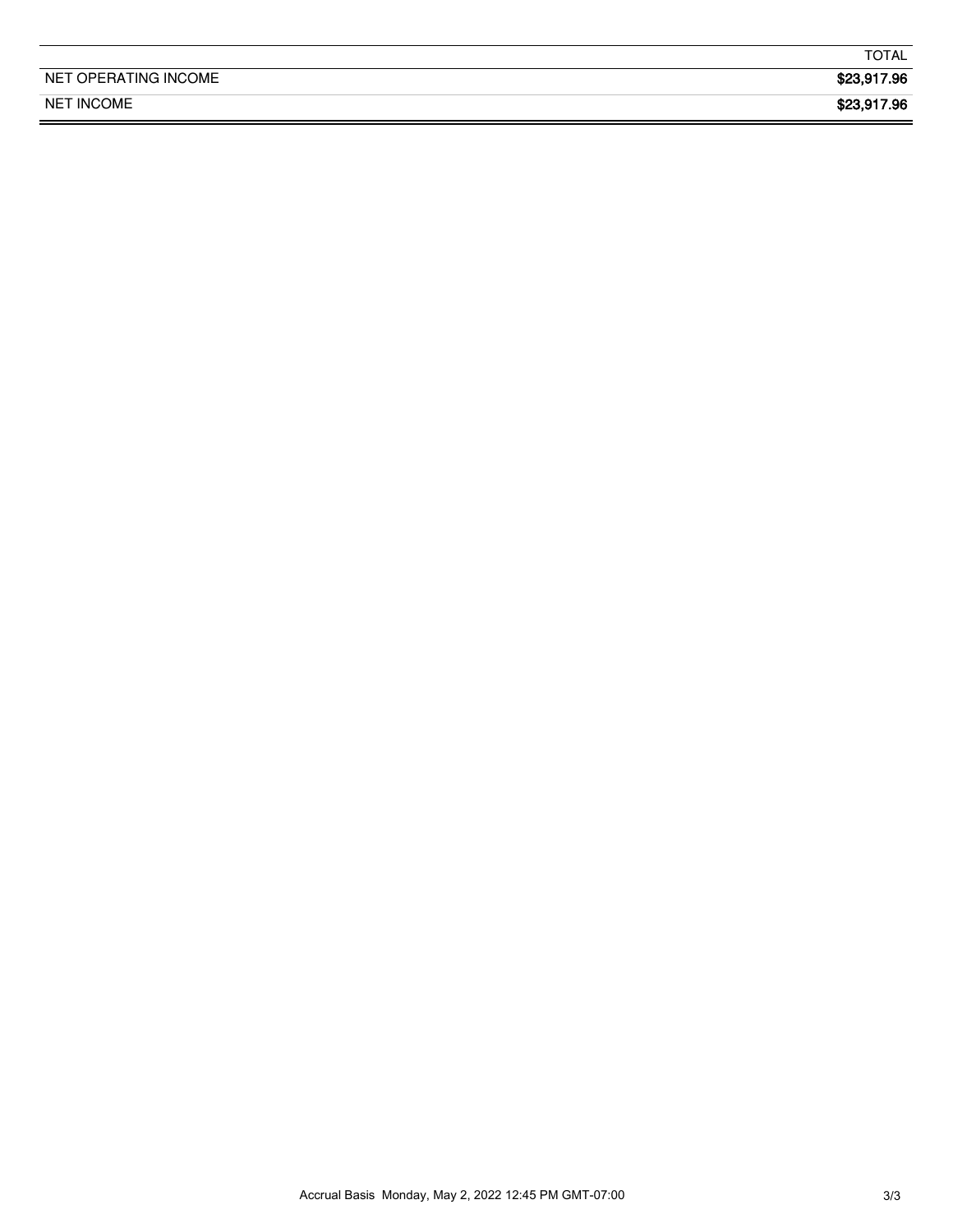| | TOTAL |
|---|---|
| NET OPERATING INCOME | **$23,917.96** |
| NET INCOME | **$23,917.96** |

Accrual Basis Monday, May 2, 2022 12:45 PM GMT-07:00